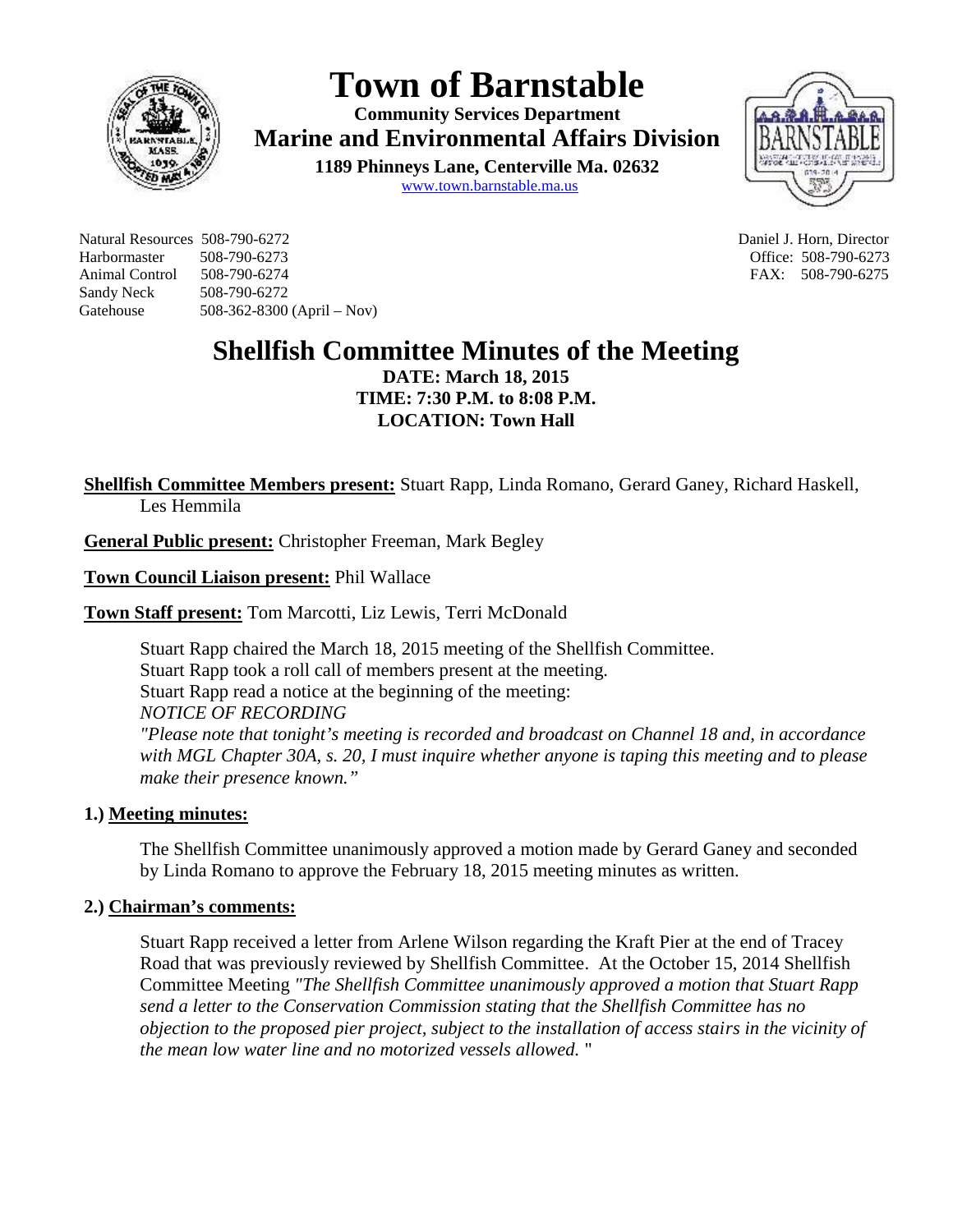# Town of Barnstable

**Community Services Department**

**Marine and Environmental Affairs Division**

**1189 Phinneys Lane, Centerville Ma. 02632**

www.town.barnstable.ma.us

Natural Resources 508-790-6272
Harbormaster 508-790-6273
Animal Control 508-790-6274
Sandy Neck 508-790-6272
Gatehouse 508-362-8300 (April – Nov)

Daniel J. Horn, Director
Office: 508-790-6273
FAX: 508-790-6275

# Shellfish Committee Minutes of the Meeting

**DATE: March 18, 2015**
**TIME: 7:30 P.M. to 8:08 P.M.**
**LOCATION: Town Hall**

**Shellfish Committee Members present:** Stuart Rapp, Linda Romano, Gerard Ganey, Richard Haskell, Les Hemmila

**General Public present:** Christopher Freeman, Mark Begley

**Town Council Liaison present:** Phil Wallace

**Town Staff present:** Tom Marcotti, Liz Lewis, Terri McDonald

Stuart Rapp chaired the March 18, 2015 meeting of the Shellfish Committee.
Stuart Rapp took a roll call of members present at the meeting.
Stuart Rapp read a notice at the beginning of the meeting:
*NOTICE OF RECORDING*
*"Please note that tonight's meeting is recorded and broadcast on Channel 18 and, in accordance with MGL Chapter 30A, s. 20, I must inquire whether anyone is taping this meeting and to please make their presence known."*

## 1.) Meeting minutes:

The Shellfish Committee unanimously approved a motion made by Gerard Ganey and seconded by Linda Romano to approve the February 18, 2015 meeting minutes as written.

## 2.) Chairman's comments:

Stuart Rapp received a letter from Arlene Wilson regarding the Kraft Pier at the end of Tracey Road that was previously reviewed by Shellfish Committee. At the October 15, 2014 Shellfish Committee Meeting *"The Shellfish Committee unanimously approved a motion that Stuart Rapp send a letter to the Conservation Commission stating that the Shellfish Committee has no objection to the proposed pier project, subject to the installation of access stairs in the vicinity of the mean low water line and no motorized vessels allowed.* "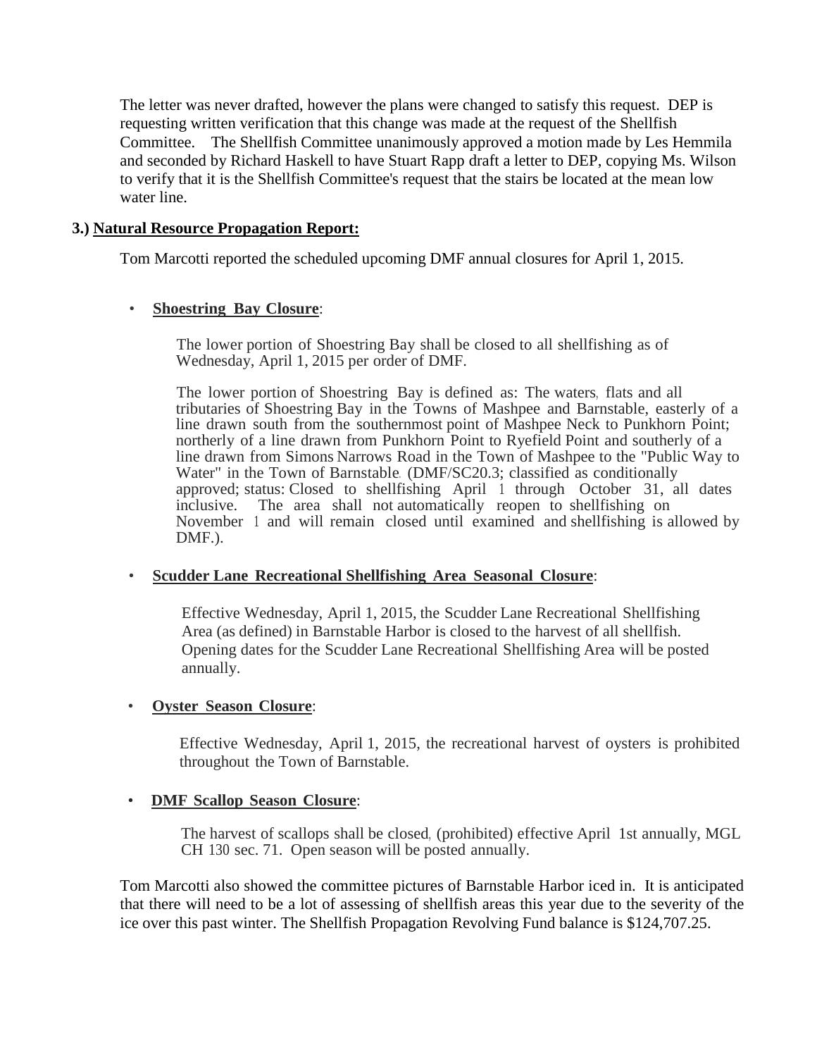The letter was never drafted, however the plans were changed to satisfy this request. DEP is requesting written verification that this change was made at the request of the Shellfish Committee. The Shellfish Committee unanimously approved a motion made by Les Hemmila and seconded by Richard Haskell to have Stuart Rapp draft a letter to DEP, copying Ms. Wilson to verify that it is the Shellfish Committee's request that the stairs be located at the mean low water line.

**3.) Natural Resource Propagation Report:**

Tom Marcotti reported the scheduled upcoming DMF annual closures for April 1, 2015.

- **Shoestring Bay Closure**:

  The lower portion of Shoestring Bay shall be closed to all shellfishing as of Wednesday, April 1, 2015 per order of DMF.

  The lower portion of Shoestring Bay is defined as: The waters, flats and all tributaries of Shoestring Bay in the Towns of Mashpee and Barnstable, easterly of a line drawn south from the southernmost point of Mashpee Neck to Punkhorn Point; northerly of a line drawn from Punkhorn Point to Ryefield Point and southerly of a line drawn from Simons Narrows Road in the Town of Mashpee to the "Public Way to Water" in the Town of Barnstable. (DMF/SC20.3; classified as conditionally approved; status: Closed to shellfishing April 1 through October 31, all dates inclusive. The area shall not automatically reopen to shellfishing on November 1 and will remain closed until examined and shellfishing is allowed by DMF.).

- **Scudder Lane Recreational Shellfishing Area Seasonal Closure**:

  Effective Wednesday, April 1, 2015, the Scudder Lane Recreational Shellfishing Area (as defined) in Barnstable Harbor is closed to the harvest of all shellfish. Opening dates for the Scudder Lane Recreational Shellfishing Area will be posted annually.

- **Oyster Season Closure**:

  Effective Wednesday, April 1, 2015, the recreational harvest of oysters is prohibited throughout the Town of Barnstable.

- **DMF Scallop Season Closure**:

  The harvest of scallops shall be closed, (prohibited) effective April 1st annually, MGL CH 130 sec. 71. Open season will be posted annually.

Tom Marcotti also showed the committee pictures of Barnstable Harbor iced in. It is anticipated that there will need to be a lot of assessing of shellfish areas this year due to the severity of the ice over this past winter. The Shellfish Propagation Revolving Fund balance is $124,707.25.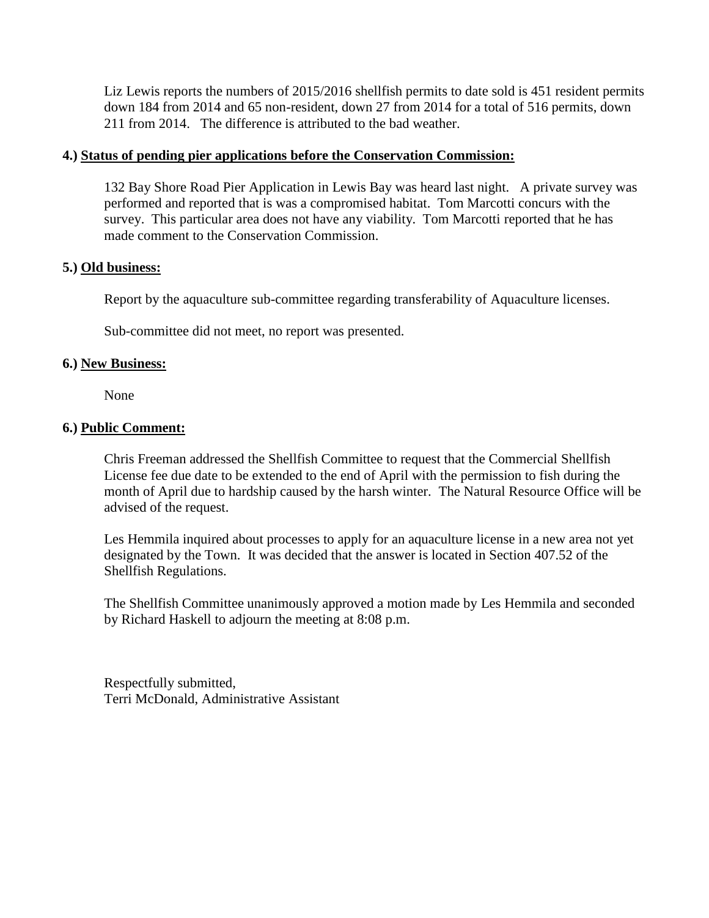Liz Lewis reports the numbers of 2015/2016 shellfish permits to date sold is 451 resident permits down 184 from 2014 and 65 non-resident, down 27 from 2014 for a total of 516 permits, down 211 from 2014. The difference is attributed to the bad weather.

**4.) Status of pending pier applications before the Conservation Commission:**

132 Bay Shore Road Pier Application in Lewis Bay was heard last night. A private survey was performed and reported that is was a compromised habitat. Tom Marcotti concurs with the survey. This particular area does not have any viability. Tom Marcotti reported that he has made comment to the Conservation Commission.

**5.) Old business:**

Report by the aquaculture sub-committee regarding transferability of Aquaculture licenses.

Sub-committee did not meet, no report was presented.

**6.) New Business:**

None

**6.) Public Comment:**

Chris Freeman addressed the Shellfish Committee to request that the Commercial Shellfish License fee due date to be extended to the end of April with the permission to fish during the month of April due to hardship caused by the harsh winter. The Natural Resource Office will be advised of the request.

Les Hemmila inquired about processes to apply for an aquaculture license in a new area not yet designated by the Town. It was decided that the answer is located in Section 407.52 of the Shellfish Regulations.

The Shellfish Committee unanimously approved a motion made by Les Hemmila and seconded by Richard Haskell to adjourn the meeting at 8:08 p.m.

Respectfully submitted,
Terri McDonald, Administrative Assistant